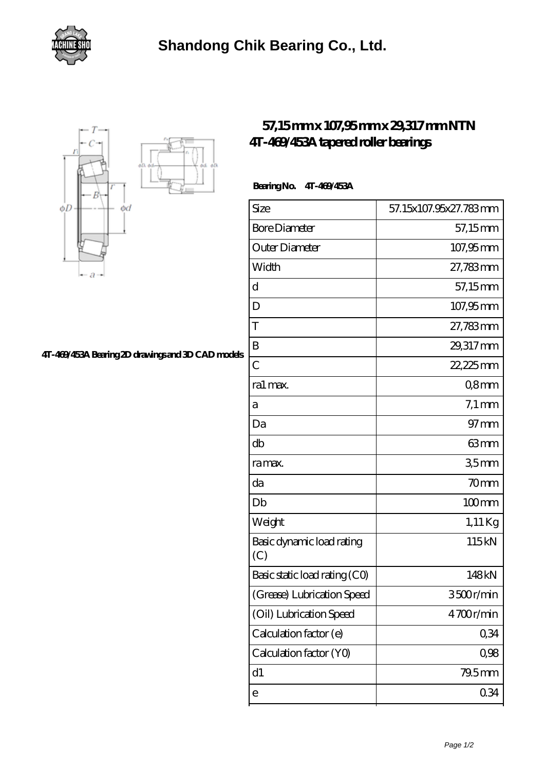# Shandong Chik Bearing Co., Ltd.

## 57,15 mm x 107,95 mm x 29,317 mm NTN 4T-469/453A tapered roller bearings

4T-469/453A Bearing 2D drawings and 3D CAD models

**Bearing No.** 4T-469/453A

| Size | 57.15x107.95x27.783 mm |
|---|---|
| Bore Diameter | 57,15 mm |
| Outer Diameter | 107,95 mm |
| Width | 27,783 mm |
| d | 57,15 mm |
| D | 107,95 mm |
| T | 27,783 mm |
| B | 29,317 mm |
| C | 22,225 mm |
| ra1 max. | 0,8 mm |
| a | 7,1 mm |
| Da | 97 mm |
| db | 63 mm |
| ra max. | 3,5 mm |
| da | 70 mm |
| Db | 100 mm |
| Weight | 1,11 Kg |
| Basic dynamic load rating (C) | 115 kN |
| Basic static load rating (C0) | 148 kN |
| (Grease) Lubrication Speed | 3500 r/min |
| (Oil) Lubrication Speed | 4700 r/min |
| Calculation factor (e) | 0,34 |
| Calculation factor (Y0) | 0,98 |
| d1 | 79.5 mm |
| e | 0.34 |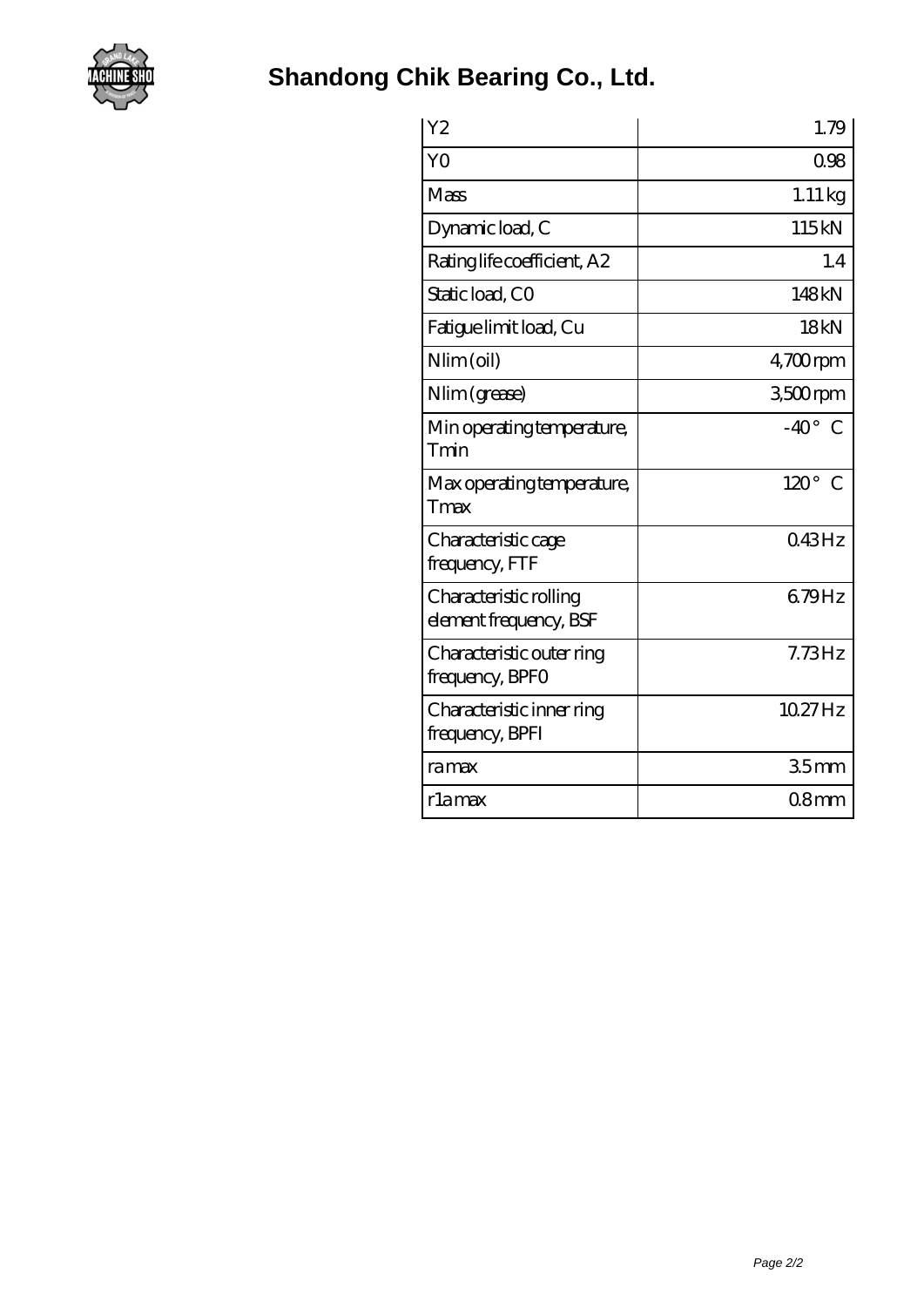## Shandong Chik Bearing Co., Ltd.

| | |
|---|---|
| Y2 | 1.79 |
| Y0 | 0.98 |
| Mass | 1.11 kg |
| Dynamic load, C | 115 kN |
| Rating life coefficient, A2 | 1.4 |
| Static load, C0 | 148 kN |
| Fatigue limit load, Cu | 18 kN |
| Nlim (oil) | 4,700 rpm |
| Nlim (grease) | 3,500 rpm |
| Min operating temperature, Tmin | -40 ° C |
| Max operating temperature, Tmax | 120 ° C |
| Characteristic cage frequency, FTF | 0.43 Hz |
| Characteristic rolling element frequency, BSF | 6.79 Hz |
| Characteristic outer ring frequency, BPFO | 7.73 Hz |
| Characteristic inner ring frequency, BPFI | 10.27 Hz |
| ra max | 3.5 mm |
| r1a max | 0.8 mm |